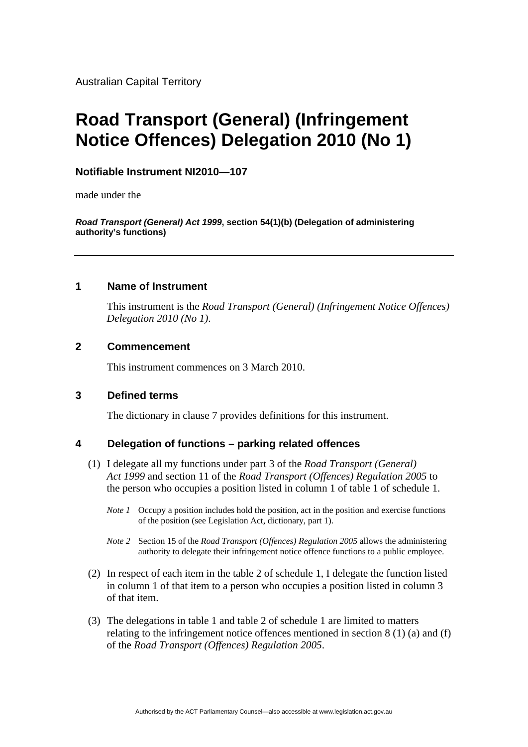Australian Capital Territory

# Road Transport (General) (Infringement Notice Offences) Delegation 2010 (No 1)

**Notifiable Instrument NI2010—107**

made under the

***Road Transport (General) Act 1999*, section 54(1)(b) (Delegation of administering authority's functions)**

---

## 1 Name of Instrument

This instrument is the *Road Transport (General) (Infringement Notice Offences) Delegation 2010 (No 1)*.

## 2 Commencement

This instrument commences on 3 March 2010.

## 3 Defined terms

The dictionary in clause 7 provides definitions for this instrument.

## 4 Delegation of functions – parking related offences

(1) I delegate all my functions under part 3 of the *Road Transport (General) Act 1999* and section 11 of the *Road Transport (Offences) Regulation 2005* to the person who occupies a position listed in column 1 of table 1 of schedule 1.

*Note 1* Occupy a position includes hold the position, act in the position and exercise functions of the position (see Legislation Act, dictionary, part 1).

*Note 2* Section 15 of the *Road Transport (Offences) Regulation 2005* allows the administering authority to delegate their infringement notice offence functions to a public employee.

(2) In respect of each item in the table 2 of schedule 1, I delegate the function listed in column 1 of that item to a person who occupies a position listed in column 3 of that item.

(3) The delegations in table 1 and table 2 of schedule 1 are limited to matters relating to the infringement notice offences mentioned in section 8 (1) (a) and (f) of the *Road Transport (Offences) Regulation 2005*.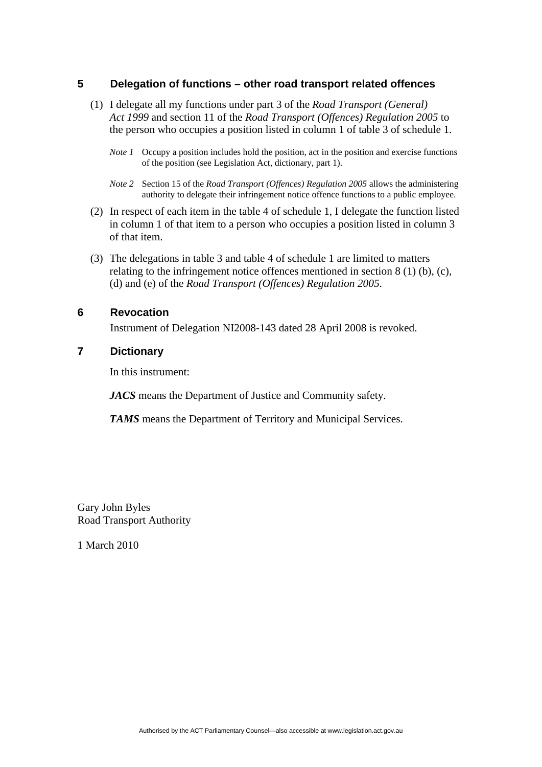## 5 Delegation of functions – other road transport related offences

(1) I delegate all my functions under part 3 of the *Road Transport (General) Act 1999* and section 11 of the *Road Transport (Offences) Regulation 2005* to the person who occupies a position listed in column 1 of table 3 of schedule 1.

*Note 1* Occupy a position includes hold the position, act in the position and exercise functions of the position (see Legislation Act, dictionary, part 1).

*Note 2* Section 15 of the *Road Transport (Offences) Regulation 2005* allows the administering authority to delegate their infringement notice offence functions to a public employee.

(2) In respect of each item in the table 4 of schedule 1, I delegate the function listed in column 1 of that item to a person who occupies a position listed in column 3 of that item.

(3) The delegations in table 3 and table 4 of schedule 1 are limited to matters relating to the infringement notice offences mentioned in section 8 (1) (b), (c), (d) and (e) of the *Road Transport (Offences) Regulation 2005*.

## 6 Revocation

Instrument of Delegation NI2008-143 dated 28 April 2008 is revoked.

## 7 Dictionary

In this instrument:

***JACS*** means the Department of Justice and Community safety.

***TAMS*** means the Department of Territory and Municipal Services.

Gary John Byles
Road Transport Authority

1 March 2010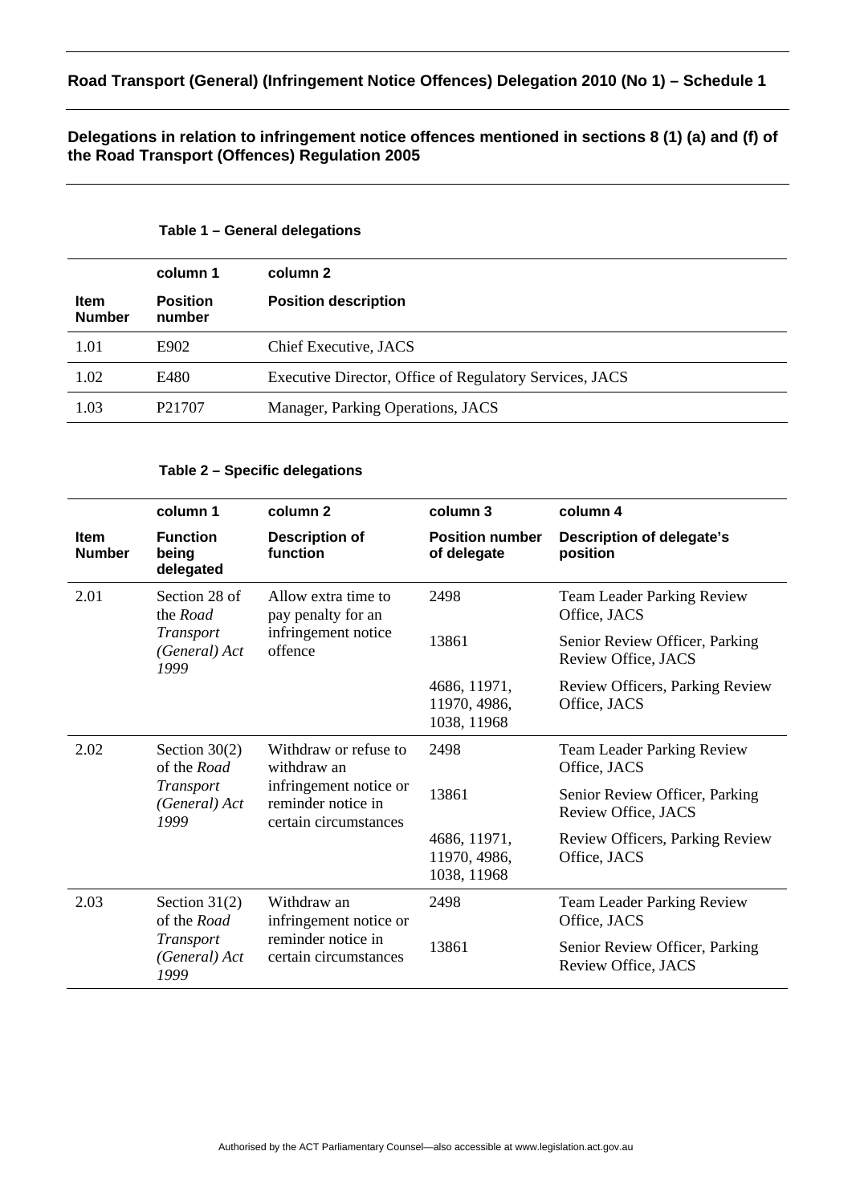## Road Transport (General) (Infringement Notice Offences) Delegation 2010 (No 1) – Schedule 1

### Delegations in relation to infringement notice offences mentioned in sections 8 (1) (a) and (f) of the Road Transport (Offences) Regulation 2005

**Table 1 – General delegations**

| | column 1 | column 2 |
|---|---|---|
| **Item Number** | **Position number** | **Position description** |
| 1.01 | E902 | Chief Executive, JACS |
| 1.02 | E480 | Executive Director, Office of Regulatory Services, JACS |
| 1.03 | P21707 | Manager, Parking Operations, JACS |

**Table 2 – Specific delegations**

| | column 1 | column 2 | column 3 | column 4 |
|---|---|---|---|---|
| **Item Number** | **Function being delegated** | **Description of function** | **Position number of delegate** | **Description of delegate's position** |
| 2.01 | Section 28 of the *Road Transport (General) Act 1999* | Allow extra time to pay penalty for an infringement notice offence | 2498 | Team Leader Parking Review Office, JACS |
| | | | 13861 | Senior Review Officer, Parking Review Office, JACS |
| | | | 4686, 11971, 11970, 4986, 1038, 11968 | Review Officers, Parking Review Office, JACS |
| 2.02 | Section 30(2) of the *Road Transport (General) Act 1999* | Withdraw or refuse to withdraw an infringement notice or reminder notice in certain circumstances | 2498 | Team Leader Parking Review Office, JACS |
| | | | 13861 | Senior Review Officer, Parking Review Office, JACS |
| | | | 4686, 11971, 11970, 4986, 1038, 11968 | Review Officers, Parking Review Office, JACS |
| 2.03 | Section 31(2) of the *Road Transport (General) Act 1999* | Withdraw an infringement notice or reminder notice in certain circumstances | 2498 | Team Leader Parking Review Office, JACS |
| | | | 13861 | Senior Review Officer, Parking Review Office, JACS |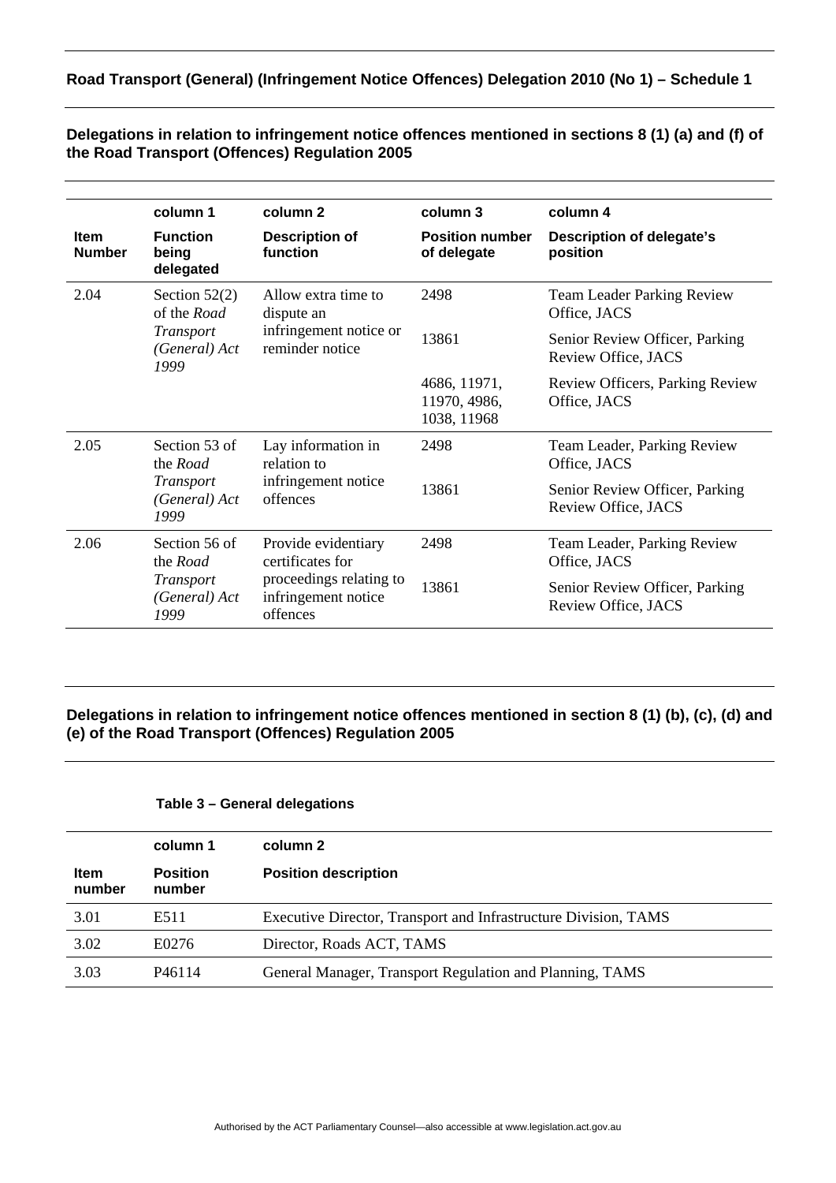**Road Transport (General) (Infringement Notice Offences) Delegation 2010 (No 1) – Schedule 1**

**Delegations in relation to infringement notice offences mentioned in sections 8 (1) (a) and (f) of the Road Transport (Offences) Regulation 2005**

| | column 1 | column 2 | column 3 | column 4 |
|---|---|---|---|---|
| **Item Number** | **Function being delegated** | **Description of function** | **Position number of delegate** | **Description of delegate's position** |
| 2.04 | Section 52(2) of the *Road Transport (General) Act 1999* | Allow extra time to dispute an infringement notice or reminder notice | 2498 | Team Leader Parking Review Office, JACS |
| | | | 13861 | Senior Review Officer, Parking Review Office, JACS |
| | | | 4686, 11971, 11970, 4986, 1038, 11968 | Review Officers, Parking Review Office, JACS |
| 2.05 | Section 53 of the *Road Transport (General) Act 1999* | Lay information in relation to infringement notice offences | 2498 | Team Leader, Parking Review Office, JACS |
| | | | 13861 | Senior Review Officer, Parking Review Office, JACS |
| 2.06 | Section 56 of the *Road Transport (General) Act 1999* | Provide evidentiary certificates for proceedings relating to infringement notice offences | 2498 | Team Leader, Parking Review Office, JACS |
| | | | 13861 | Senior Review Officer, Parking Review Office, JACS |

**Delegations in relation to infringement notice offences mentioned in section 8 (1) (b), (c), (d) and (e) of the Road Transport (Offences) Regulation 2005**

**Table 3 – General delegations**

| | column 1 | column 2 |
|---|---|---|
| **Item number** | **Position number** | **Position description** |
| 3.01 | E511 | Executive Director, Transport and Infrastructure Division, TAMS |
| 3.02 | E0276 | Director, Roads ACT, TAMS |
| 3.03 | P46114 | General Manager, Transport Regulation and Planning, TAMS |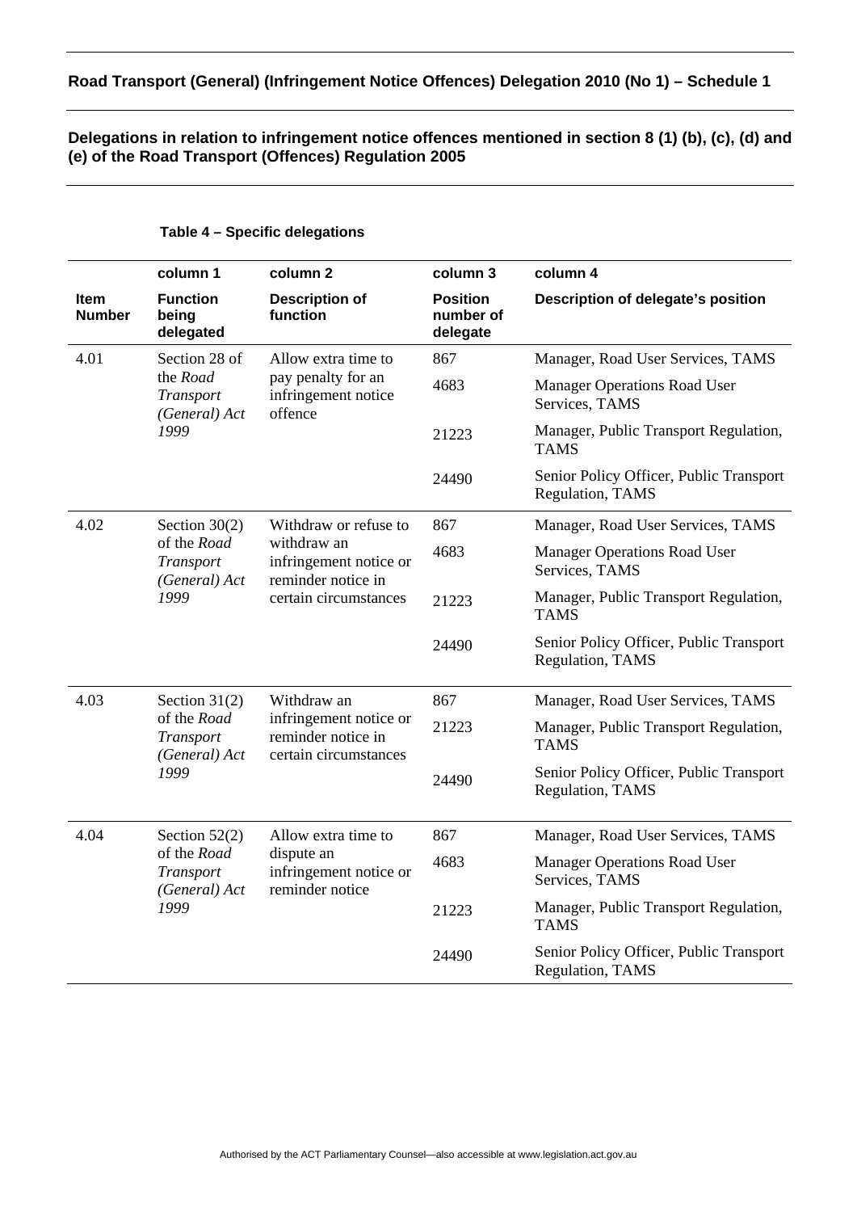## Road Transport (General) (Infringement Notice Offences) Delegation 2010 (No 1) – Schedule 1

### Delegations in relation to infringement notice offences mentioned in section 8 (1) (b), (c), (d) and (e) of the Road Transport (Offences) Regulation 2005

**Table 4 – Specific delegations**

| | column 1 | column 2 | column 3 | column 4 |
|---|---|---|---|---|
| **Item Number** | **Function being delegated** | **Description of function** | **Position number of delegate** | **Description of delegate's position** |
| 4.01 | Section 28 of the *Road Transport (General) Act 1999* | Allow extra time to pay penalty for an infringement notice offence | 867 | Manager, Road User Services, TAMS |
| | | | 4683 | Manager Operations Road User Services, TAMS |
| | | | 21223 | Manager, Public Transport Regulation, TAMS |
| | | | 24490 | Senior Policy Officer, Public Transport Regulation, TAMS |
| 4.02 | Section 30(2) of the *Road Transport (General) Act 1999* | Withdraw or refuse to withdraw an infringement notice or reminder notice in certain circumstances | 867 | Manager, Road User Services, TAMS |
| | | | 4683 | Manager Operations Road User Services, TAMS |
| | | | 21223 | Manager, Public Transport Regulation, TAMS |
| | | | 24490 | Senior Policy Officer, Public Transport Regulation, TAMS |
| 4.03 | Section 31(2) of the *Road Transport (General) Act 1999* | Withdraw an infringement notice or reminder notice in certain circumstances | 867 | Manager, Road User Services, TAMS |
| | | | 21223 | Manager, Public Transport Regulation, TAMS |
| | | | 24490 | Senior Policy Officer, Public Transport Regulation, TAMS |
| 4.04 | Section 52(2) of the *Road Transport (General) Act 1999* | Allow extra time to dispute an infringement notice or reminder notice | 867 | Manager, Road User Services, TAMS |
| | | | 4683 | Manager Operations Road User Services, TAMS |
| | | | 21223 | Manager, Public Transport Regulation, TAMS |
| | | | 24490 | Senior Policy Officer, Public Transport Regulation, TAMS |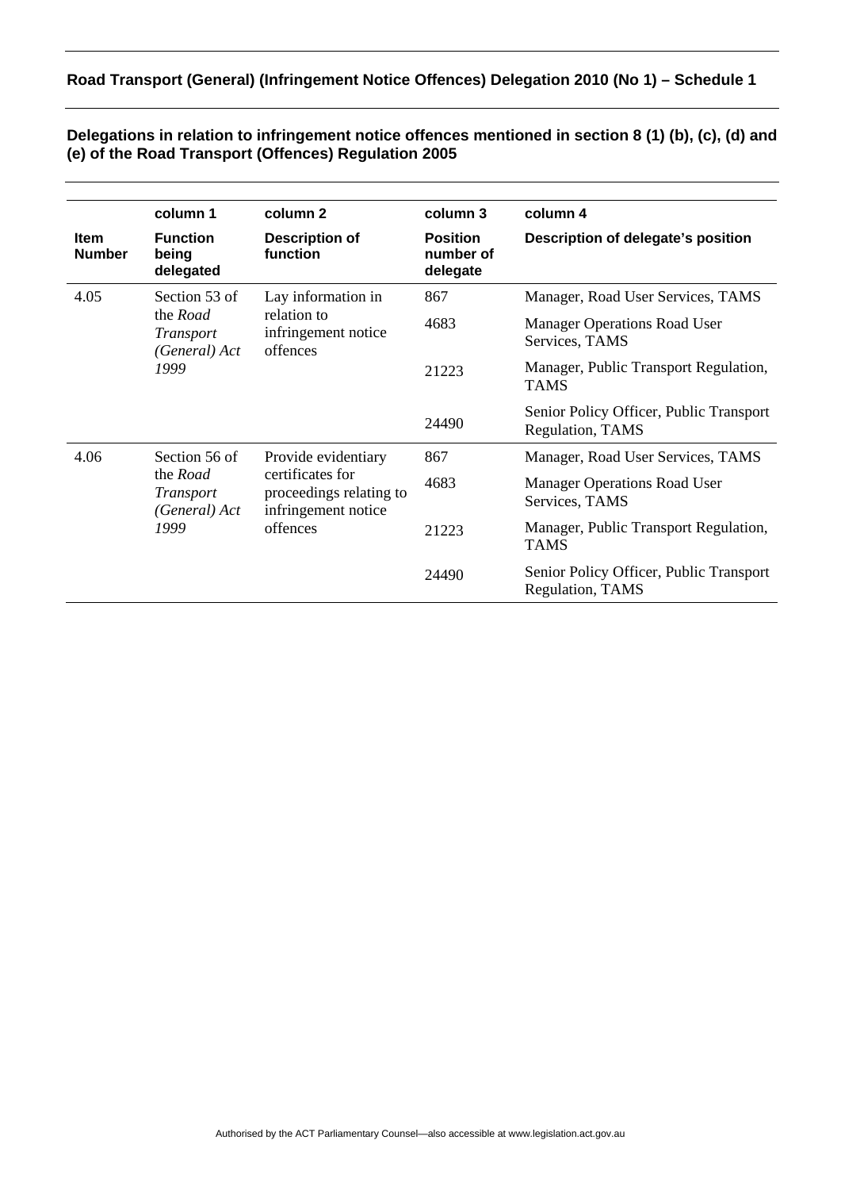**Road Transport (General) (Infringement Notice Offences) Delegation 2010 (No 1) – Schedule 1**

**Delegations in relation to infringement notice offences mentioned in section 8 (1) (b), (c), (d) and (e) of the Road Transport (Offences) Regulation 2005**

| Item Number | column 1<br>Function being delegated | column 2<br>Description of function | column 3<br>Position number of delegate | column 4<br>Description of delegate's position |
|---|---|---|---|---|
| 4.05 | Section 53 of the *Road Transport (General) Act 1999* | Lay information in relation to infringement notice offences | 867 | Manager, Road User Services, TAMS |
| | | | 4683 | Manager Operations Road User Services, TAMS |
| | | | 21223 | Manager, Public Transport Regulation, TAMS |
| | | | 24490 | Senior Policy Officer, Public Transport Regulation, TAMS |
| 4.06 | Section 56 of the *Road Transport (General) Act 1999* | Provide evidentiary certificates for proceedings relating to infringement notice offences | 867 | Manager, Road User Services, TAMS |
| | | | 4683 | Manager Operations Road User Services, TAMS |
| | | | 21223 | Manager, Public Transport Regulation, TAMS |
| | | | 24490 | Senior Policy Officer, Public Transport Regulation, TAMS |